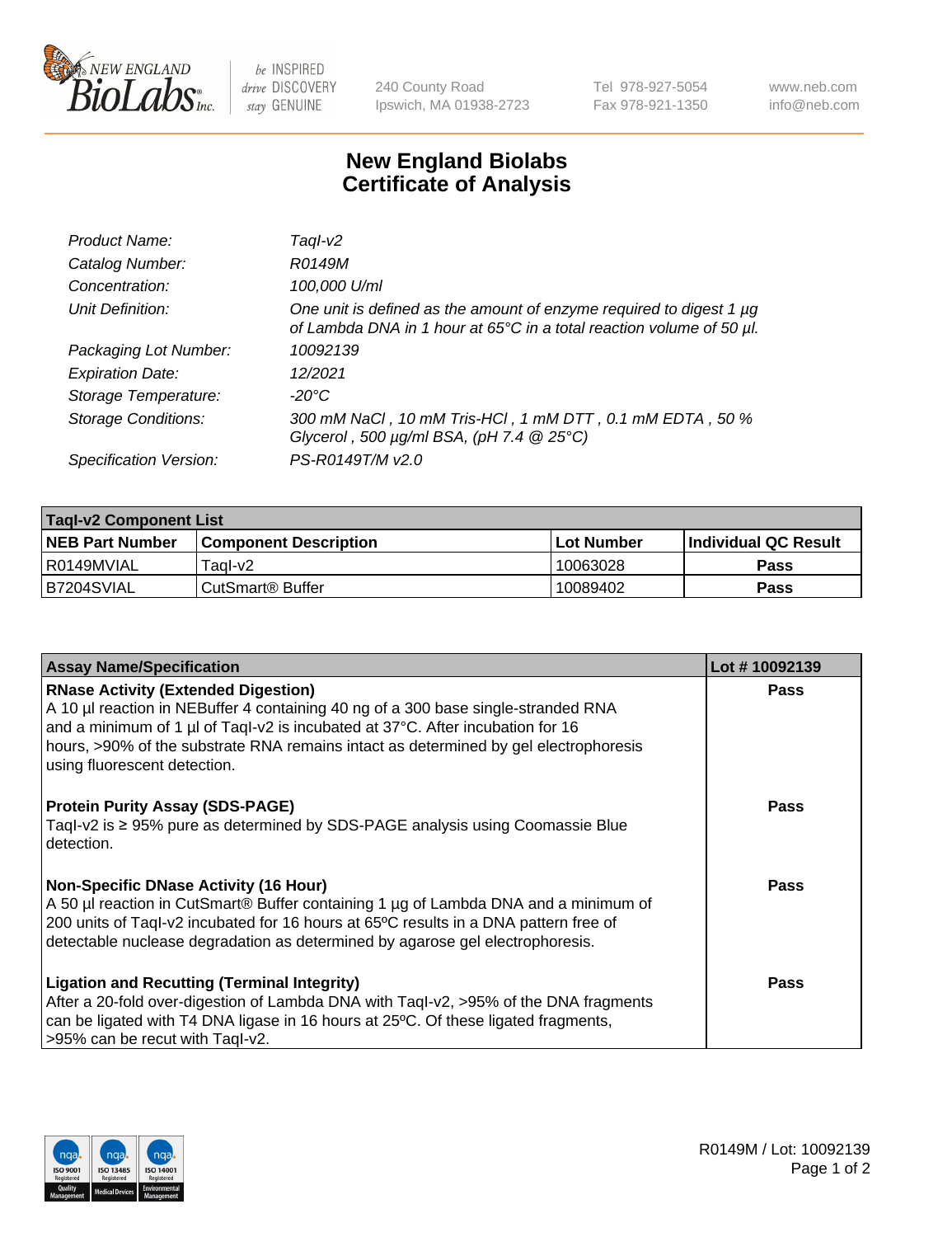# New England Biolabs Certificate of Analysis

| | |
|---|---|
| *Product Name:* | *TaqI-v2* |
| *Catalog Number:* | *R0149M* |
| *Concentration:* | *100,000 U/ml* |
| *Unit Definition:* | *One unit is defined as the amount of enzyme required to digest 1 µg of Lambda DNA in 1 hour at 65°C in a total reaction volume of 50 µl.* |
| *Packaging Lot Number:* | *10092139* |
| *Expiration Date:* | *12/2021* |
| *Storage Temperature:* | *-20°C* |
| *Storage Conditions:* | *300 mM NaCl , 10 mM Tris-HCl , 1 mM DTT , 0.1 mM EDTA , 50 % Glycerol , 500 µg/ml BSA, (pH 7.4 @ 25°C)* |
| *Specification Version:* | *PS-R0149T/M v2.0* |

| TaqI-v2 Component List | | | |
|---|---|---|---|
| **NEB Part Number** | **Component Description** | **Lot Number** | **Individual QC Result** |
| R0149MVIAL | TaqI-v2 | 10063028 | **Pass** |
| B7204SVIAL | CutSmart® Buffer | 10089402 | **Pass** |

| Assay Name/Specification | Lot # 10092139 |
|---|---|
| **RNase Activity (Extended Digestion)** A 10 µl reaction in NEBuffer 4 containing 40 ng of a 300 base single-stranded RNA and a minimum of 1 µl of TaqI-v2 is incubated at 37°C. After incubation for 16 hours, >90% of the substrate RNA remains intact as determined by gel electrophoresis using fluorescent detection. | **Pass** |
| **Protein Purity Assay (SDS-PAGE)** TaqI-v2 is ≥ 95% pure as determined by SDS-PAGE analysis using Coomassie Blue detection. | **Pass** |
| **Non-Specific DNase Activity (16 Hour)** A 50 µl reaction in CutSmart® Buffer containing 1 µg of Lambda DNA and a minimum of 200 units of TaqI-v2 incubated for 16 hours at 65ºC results in a DNA pattern free of detectable nuclease degradation as determined by agarose gel electrophoresis. | **Pass** |
| **Ligation and Recutting (Terminal Integrity)** After a 20-fold over-digestion of Lambda DNA with TaqI-v2, >95% of the DNA fragments can be ligated with T4 DNA ligase in 16 hours at 25ºC. Of these ligated fragments, >95% can be recut with TaqI-v2. | **Pass** |

R0149M / Lot: 10092139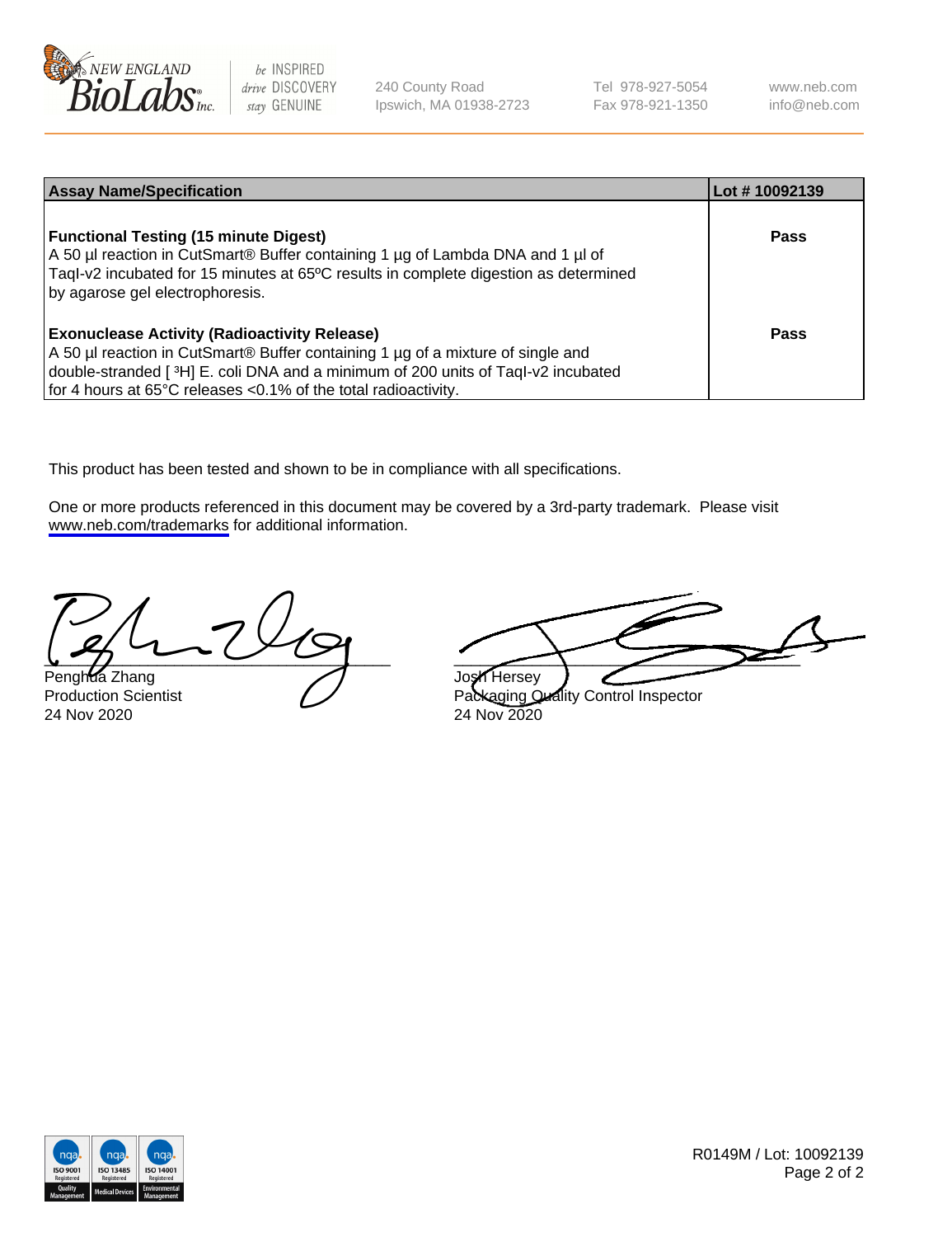| Assay Name/Specification | Lot # 10092139 |
| --- | --- |
| **Functional Testing (15 minute Digest)**<br>A 50 µl reaction in CutSmart® Buffer containing 1 µg of Lambda DNA and 1 µl of TaqI-v2 incubated for 15 minutes at 65ºC results in complete digestion as determined by agarose gel electrophoresis. | **Pass** |
| **Exonuclease Activity (Radioactivity Release)**<br>A 50 µl reaction in CutSmart® Buffer containing 1 µg of a mixture of single and double-stranded [ $^{3}$H] E. coli DNA and a minimum of 200 units of TaqI-v2 incubated for 4 hours at 65°C releases <0.1% of the total radioactivity. | **Pass** |

This product has been tested and shown to be in compliance with all specifications.

One or more products referenced in this document may be covered by a 3rd-party trademark. Please visit www.neb.com/trademarks for additional information.

Penghua Zhang
Production Scientist
24 Nov 2020

Josh Hersey
Packaging Quality Control Inspector
24 Nov 2020

R0149M / Lot: 10092139